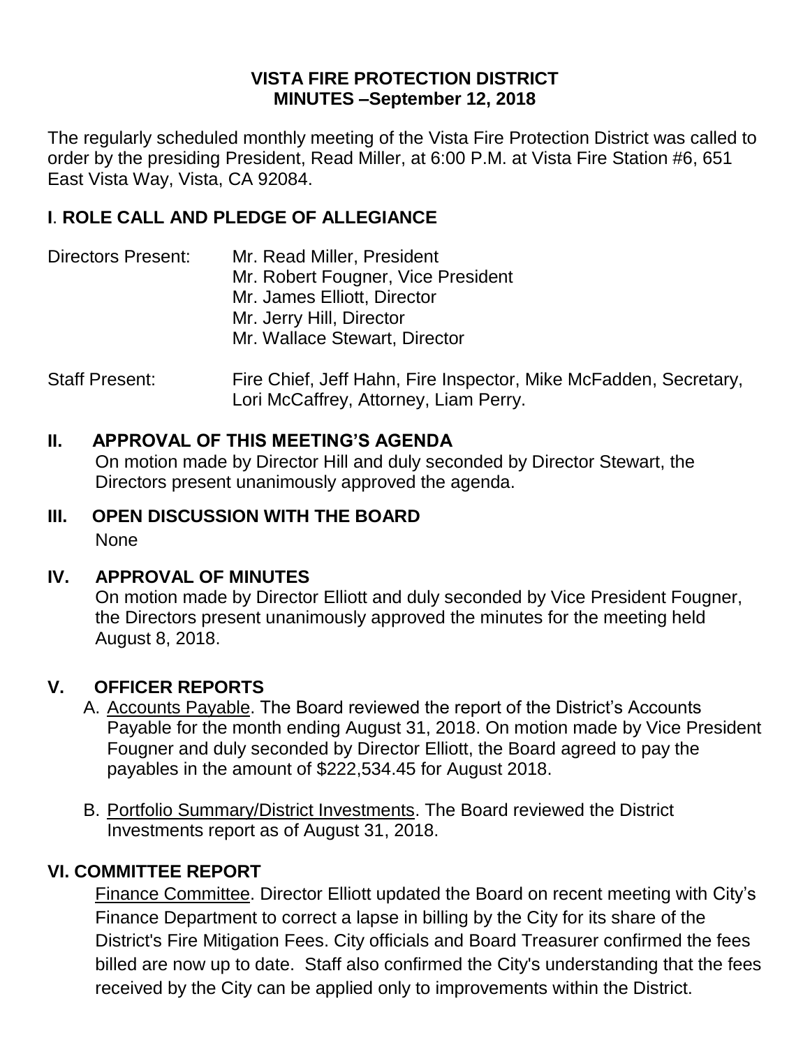# VISTA FIRE PROTECTION DISTRICT
## MINUTES –September 12, 2018

The regularly scheduled monthly meeting of the Vista Fire Protection District was called to order by the presiding President, Read Miller, at 6:00 P.M. at Vista Fire Station #6, 651 East Vista Way, Vista, CA 92084.

## I. ROLE CALL AND PLEDGE OF ALLEGIANCE

Directors Present:
- Mr. Read Miller, President
- Mr. Robert Fougner, Vice President
- Mr. James Elliott, Director
- Mr. Jerry Hill, Director
- Mr. Wallace Stewart, Director

Staff Present: Fire Chief, Jeff Hahn, Fire Inspector, Mike McFadden, Secretary, Lori McCaffrey, Attorney, Liam Perry.

## II. APPROVAL OF THIS MEETING'S AGENDA

On motion made by Director Hill and duly seconded by Director Stewart, the Directors present unanimously approved the agenda.

## III. OPEN DISCUSSION WITH THE BOARD

None

## IV. APPROVAL OF MINUTES

On motion made by Director Elliott and duly seconded by Vice President Fougner, the Directors present unanimously approved the minutes for the meeting held August 8, 2018.

## V. OFFICER REPORTS

A. Accounts Payable. The Board reviewed the report of the District's Accounts Payable for the month ending August 31, 2018. On motion made by Vice President Fougner and duly seconded by Director Elliott, the Board agreed to pay the payables in the amount of $222,534.45 for August 2018.

B. Portfolio Summary/District Investments. The Board reviewed the District Investments report as of August 31, 2018.

## VI. COMMITTEE REPORT

Finance Committee. Director Elliott updated the Board on recent meeting with City's Finance Department to correct a lapse in billing by the City for its share of the District's Fire Mitigation Fees. City officials and Board Treasurer confirmed the fees billed are now up to date. Staff also confirmed the City's understanding that the fees received by the City can be applied only to improvements within the District.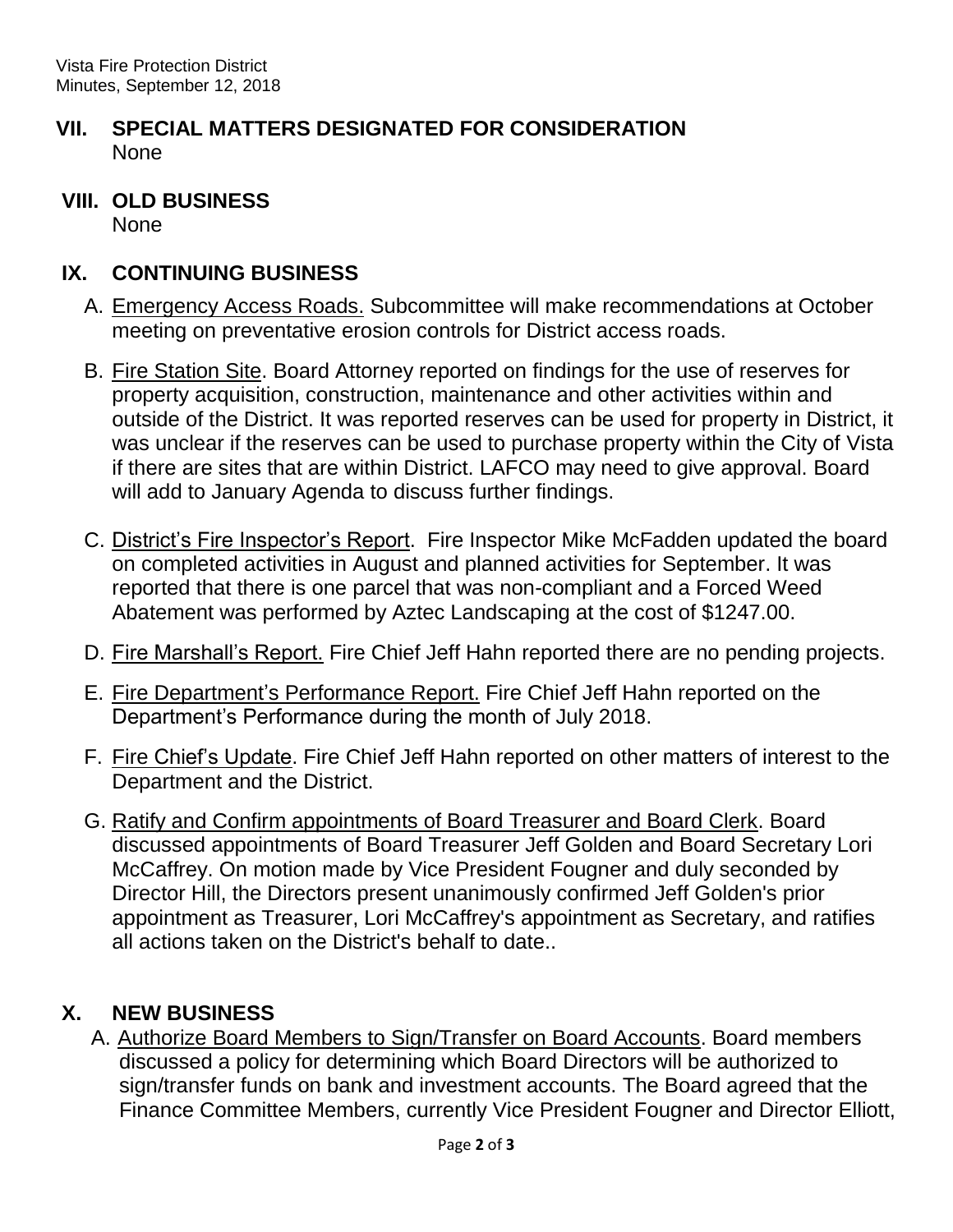## VII. SPECIAL MATTERS DESIGNATED FOR CONSIDERATION

None

## VIII. OLD BUSINESS

None

## IX. CONTINUING BUSINESS

A. Emergency Access Roads. Subcommittee will make recommendations at October meeting on preventative erosion controls for District access roads.

B. Fire Station Site. Board Attorney reported on findings for the use of reserves for property acquisition, construction, maintenance and other activities within and outside of the District. It was reported reserves can be used for property in District, it was unclear if the reserves can be used to purchase property within the City of Vista if there are sites that are within District. LAFCO may need to give approval. Board will add to January Agenda to discuss further findings.

C. District's Fire Inspector's Report. Fire Inspector Mike McFadden updated the board on completed activities in August and planned activities for September. It was reported that there is one parcel that was non-compliant and a Forced Weed Abatement was performed by Aztec Landscaping at the cost of $1247.00.

D. Fire Marshall's Report. Fire Chief Jeff Hahn reported there are no pending projects.

E. Fire Department's Performance Report. Fire Chief Jeff Hahn reported on the Department's Performance during the month of July 2018.

F. Fire Chief's Update. Fire Chief Jeff Hahn reported on other matters of interest to the Department and the District.

G. Ratify and Confirm appointments of Board Treasurer and Board Clerk. Board discussed appointments of Board Treasurer Jeff Golden and Board Secretary Lori McCaffrey. On motion made by Vice President Fougner and duly seconded by Director Hill, the Directors present unanimously confirmed Jeff Golden's prior appointment as Treasurer, Lori McCaffrey's appointment as Secretary, and ratifies all actions taken on the District's behalf to date..

## X. NEW BUSINESS

A. Authorize Board Members to Sign/Transfer on Board Accounts. Board members discussed a policy for determining which Board Directors will be authorized to sign/transfer funds on bank and investment accounts. The Board agreed that the Finance Committee Members, currently Vice President Fougner and Director Elliott,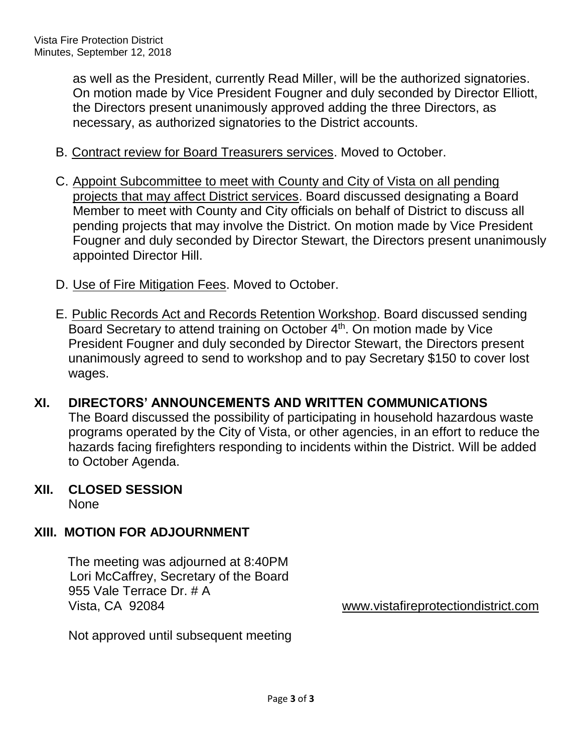as well as the President, currently Read Miller, will be the authorized signatories. On motion made by Vice President Fougner and duly seconded by Director Elliott, the Directors present unanimously approved adding the three Directors, as necessary, as authorized signatories to the District accounts.

B. Contract review for Board Treasurers services. Moved to October.

C. Appoint Subcommittee to meet with County and City of Vista on all pending projects that may affect District services. Board discussed designating a Board Member to meet with County and City officials on behalf of District to discuss all pending projects that may involve the District. On motion made by Vice President Fougner and duly seconded by Director Stewart, the Directors present unanimously appointed Director Hill.

D. Use of Fire Mitigation Fees. Moved to October.

E. Public Records Act and Records Retention Workshop. Board discussed sending Board Secretary to attend training on October 4th. On motion made by Vice President Fougner and duly seconded by Director Stewart, the Directors present unanimously agreed to send to workshop and to pay Secretary $150 to cover lost wages.

## XI. DIRECTORS' ANNOUNCEMENTS AND WRITTEN COMMUNICATIONS

The Board discussed the possibility of participating in household hazardous waste programs operated by the City of Vista, or other agencies, in an effort to reduce the hazards facing firefighters responding to incidents within the District. Will be added to October Agenda.

## XII. CLOSED SESSION

None

## XIII. MOTION FOR ADJOURNMENT

The meeting was adjourned at 8:40PM
Lori McCaffrey, Secretary of the Board
955 Vale Terrace Dr. # A
Vista, CA 92084 www.vistafireprotectiondistrict.com

Not approved until subsequent meeting